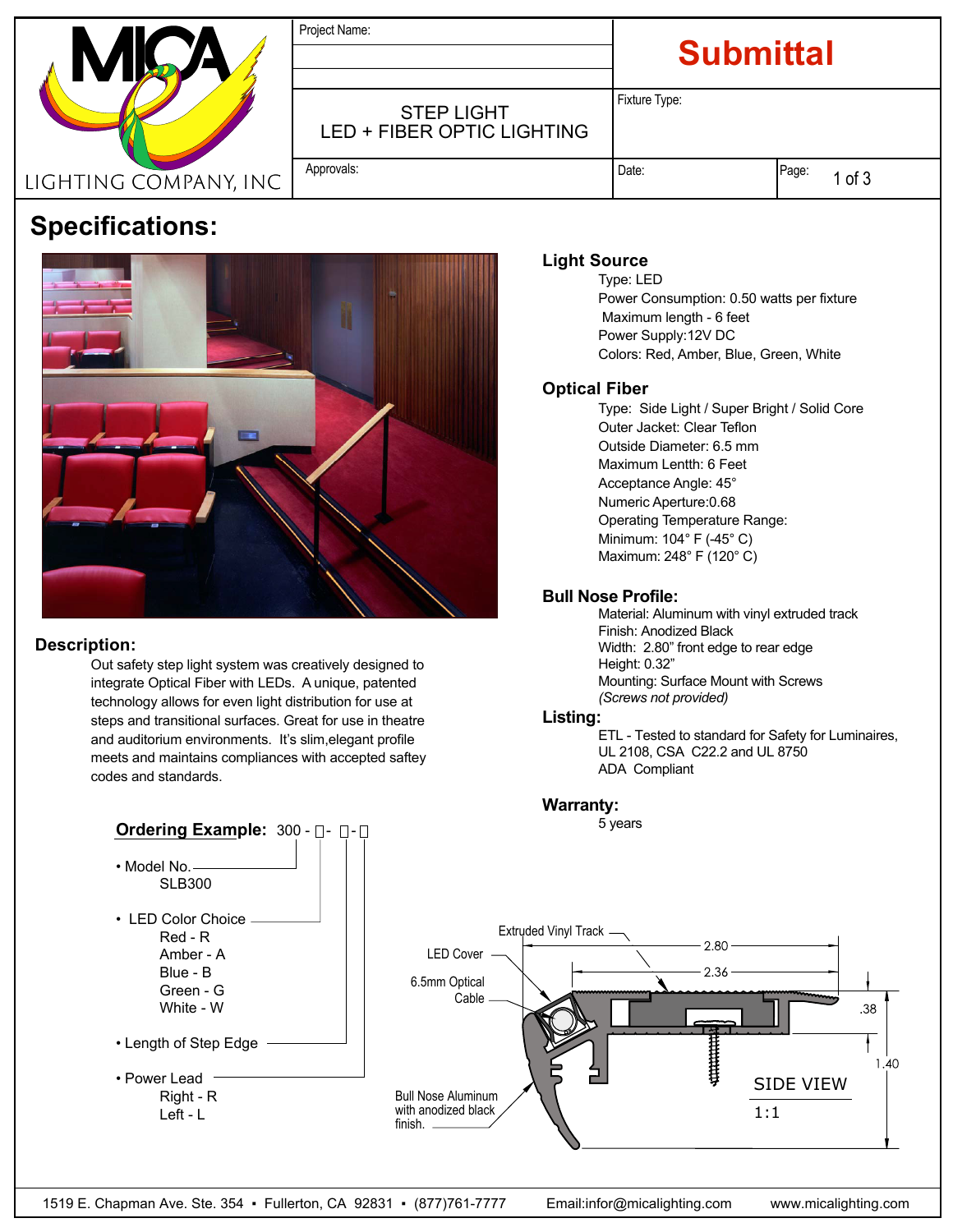MICA LIGHTING COMPANY, INC

| Project Name: | **Submittal** |
|---|---|
| STEP LIGHT<br>LED + FIBER OPTIC LIGHTING | Fixture Type: |
| Approvals: | Date: / Page: 1 of 3 |

# Specifications:

## Description:

Out safety step light system was creatively designed to integrate Optical Fiber with LEDs. A unique, patented technology allows for even light distribution for use at steps and transitional surfaces. Great for use in theatre and auditorium environments. It's slim,elegant profile meets and maintains compliances with accepted saftey codes and standards.

## Light Source

Type: LED
Power Consumption: 0.50 watts per fixture
Maximum length - 6 feet
Power Supply:12V DC
Colors: Red, Amber, Blue, Green, White

## Optical Fiber

Type: Side Light / Super Bright / Solid Core
Outer Jacket: Clear Teflon
Outside Diameter: 6.5 mm
Maximum Lentth: 6 Feet
Acceptance Angle: 45°
Numeric Aperture:0.68
Operating Temperature Range:
Minimum: 104° F (-45° C)
Maximum: 248° F (120° C)

## Bull Nose Profile:

Material: Aluminum with vinyl extruded track
Finish: Anodized Black
Width: 2.80" front edge to rear edge
Height: 0.32"
Mounting: Surface Mount with Screws
*(Screws not provided)*

## Listing:

ETL - Tested to standard for Safety for Luminaires, UL 2108, CSA C22.2 and UL 8750
ADA Compliant

## Warranty:

5 years

## Ordering Example: 300 - □ - □ - □

- Model No.
  SLB300
- LED Color Choice
  Red - R
  Amber - A
  Blue - B
  Green - G
  White - W
- Length of Step Edge
- Power Lead
  Right - R
  Left - L

Extruded Vinyl Track
LED Cover
6.5mm Optical Cable
Bull Nose Aluminum with anodized black finish.
2.80
2.36
.38
1.40
SIDE VIEW
1:1

1519 E. Chapman Ave. Ste. 354 • Fullerton, CA 92831 • (877)761-7777 Email:infor@micalighting.com www.micalighting.com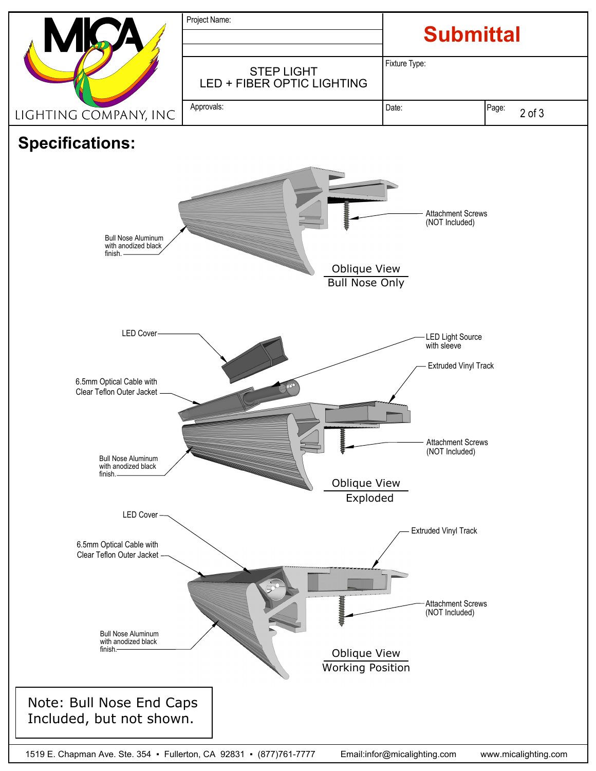MICA LIGHTING COMPANY, INC

| Project Name: | **Submittal** |
|---|---|
| STEP LIGHT<br>LED + FIBER OPTIC LIGHTING | Fixture Type: |
| Approvals: | Date: / Page: |

# Specifications:

Bull Nose Aluminum with anodized black finish.

Attachment Screws (NOT Included)

Oblique View
Bull Nose Only

LED Cover

LED Light Source with sleeve

Extruded Vinyl Track

6.5mm Optical Cable with Clear Teflon Outer Jacket

Attachment Screws (NOT Included)

Bull Nose Aluminum with anodized black finish.

Oblique View
Exploded

LED Cover

Extruded Vinyl Track

6.5mm Optical Cable with Clear Teflon Outer Jacket

Attachment Screws (NOT Included)

Bull Nose Aluminum with anodized black finish.

Oblique View
Working Position

Note: Bull Nose End Caps Included, but not shown.

1519 E. Chapman Ave. Ste. 354 • Fullerton, CA 92831 • (877)761-7777 Email:infor@micalighting.com www.micalighting.com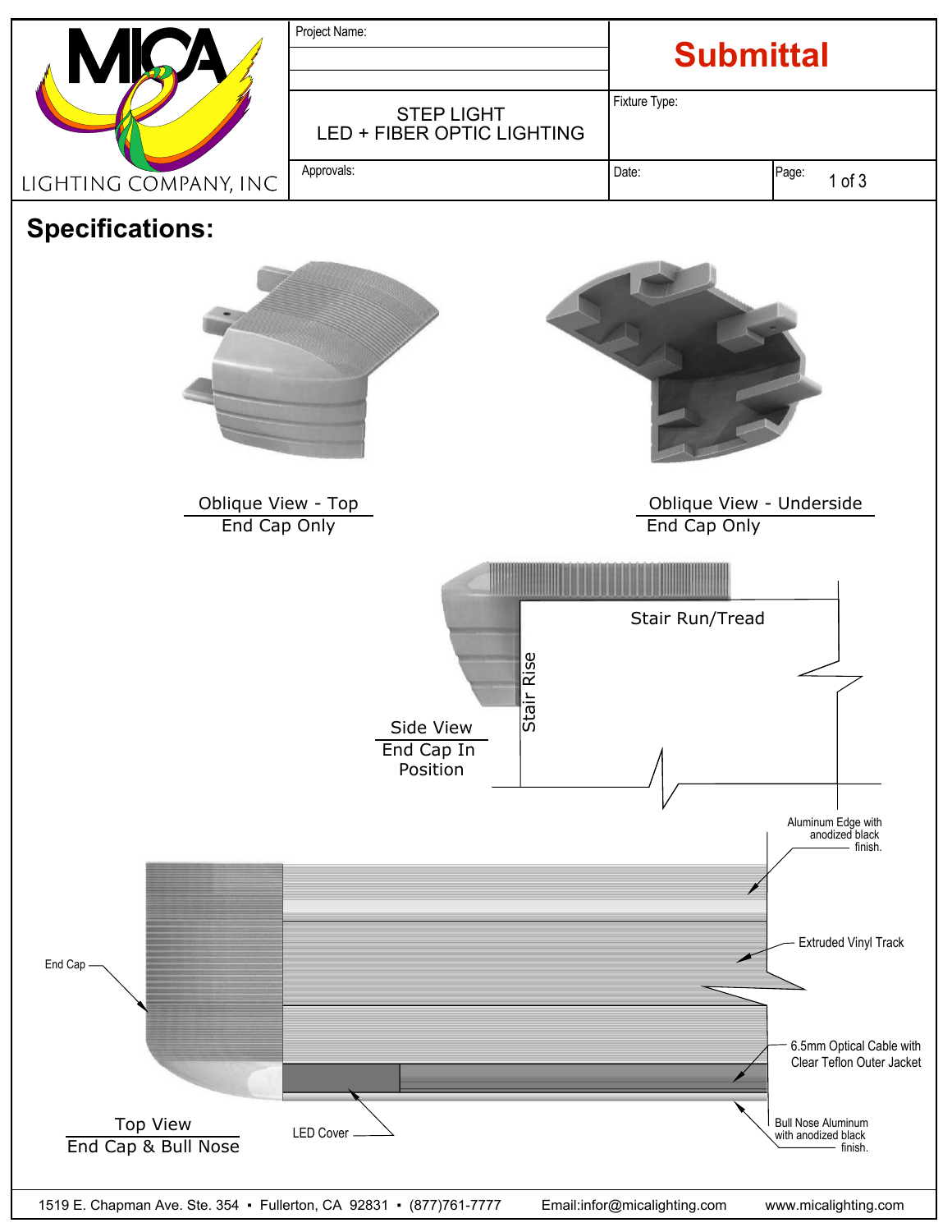| | | |
|---|---|---|
| MICA LIGHTING COMPANY, INC | Project Name: | **Submittal** |
| | STEP LIGHT<br>LED + FIBER OPTIC LIGHTING | Fixture Type: |
| | Approvals: | Date: |

## Specifications:

Oblique View - Top
End Cap Only

Oblique View - Underside
End Cap Only

Stair Run/Tread

Stair Rise

Side View
End Cap In Position

Aluminum Edge with anodized black finish.

Extruded Vinyl Track

End Cap

6.5mm Optical Cable with Clear Teflon Outer Jacket

LED Cover

Bull Nose Aluminum with anodized black finish.

Top View
End Cap & Bull Nose

1519 E. Chapman Ave. Ste. 354 • Fullerton, CA 92831 • (877)761-7777 Email:infor@micalighting.com www.micalighting.com